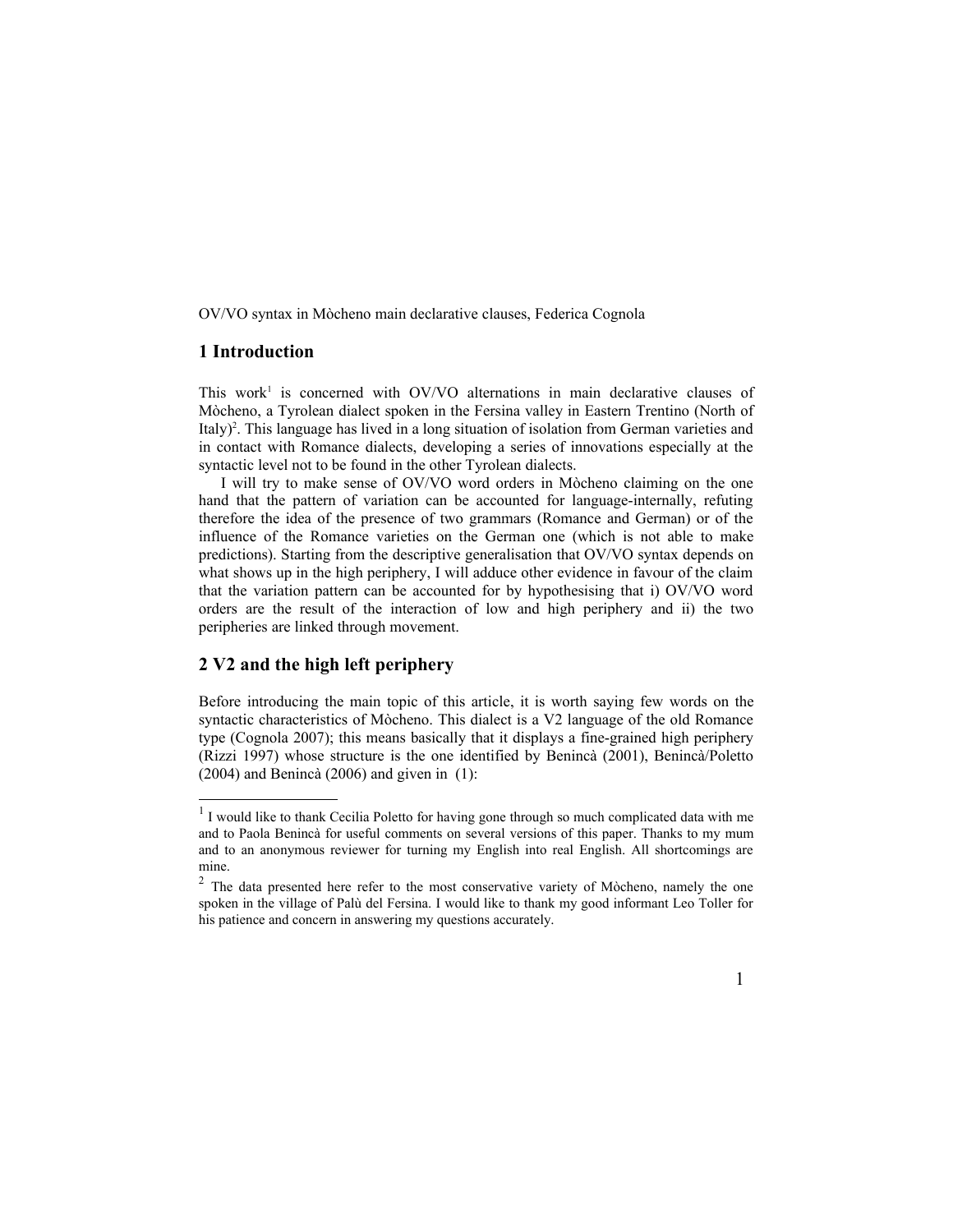OV/VO syntax in Mòcheno main declarative clauses, Federica Cognola

## 1 Introduction

This work[1] is concerned with OV/VO alternations in main declarative clauses of Mòcheno, a Tyrolean dialect spoken in the Fersina valley in Eastern Trentino (North of Italy)[2]. This language has lived in a long situation of isolation from German varieties and in contact with Romance dialects, developing a series of innovations especially at the syntactic level not to be found in the other Tyrolean dialects.

I will try to make sense of OV/VO word orders in Mòcheno claiming on the one hand that the pattern of variation can be accounted for language-internally, refuting therefore the idea of the presence of two grammars (Romance and German) or of the influence of the Romance varieties on the German one (which is not able to make predictions). Starting from the descriptive generalisation that OV/VO syntax depends on what shows up in the high periphery, I will adduce other evidence in favour of the claim that the variation pattern can be accounted for by hypothesising that i) OV/VO word orders are the result of the interaction of low and high periphery and ii) the two peripheries are linked through movement.

## 2 V2 and the high left periphery

Before introducing the main topic of this article, it is worth saying few words on the syntactic characteristics of Mòcheno. This dialect is a V2 language of the old Romance type (Cognola 2007); this means basically that it displays a fine-grained high periphery (Rizzi 1997) whose structure is the one identified by Benincà (2001), Benincà/Poletto (2004) and Benincà (2006) and given in (1):

---

[1] I would like to thank Cecilia Poletto for having gone through so much complicated data with me and to Paola Benincà for useful comments on several versions of this paper. Thanks to my mum and to an anonymous reviewer for turning my English into real English. All shortcomings are mine.

[2] The data presented here refer to the most conservative variety of Mòcheno, namely the one spoken in the village of Palù del Fersina. I would like to thank my good informant Leo Toller for his patience and concern in answering my questions accurately.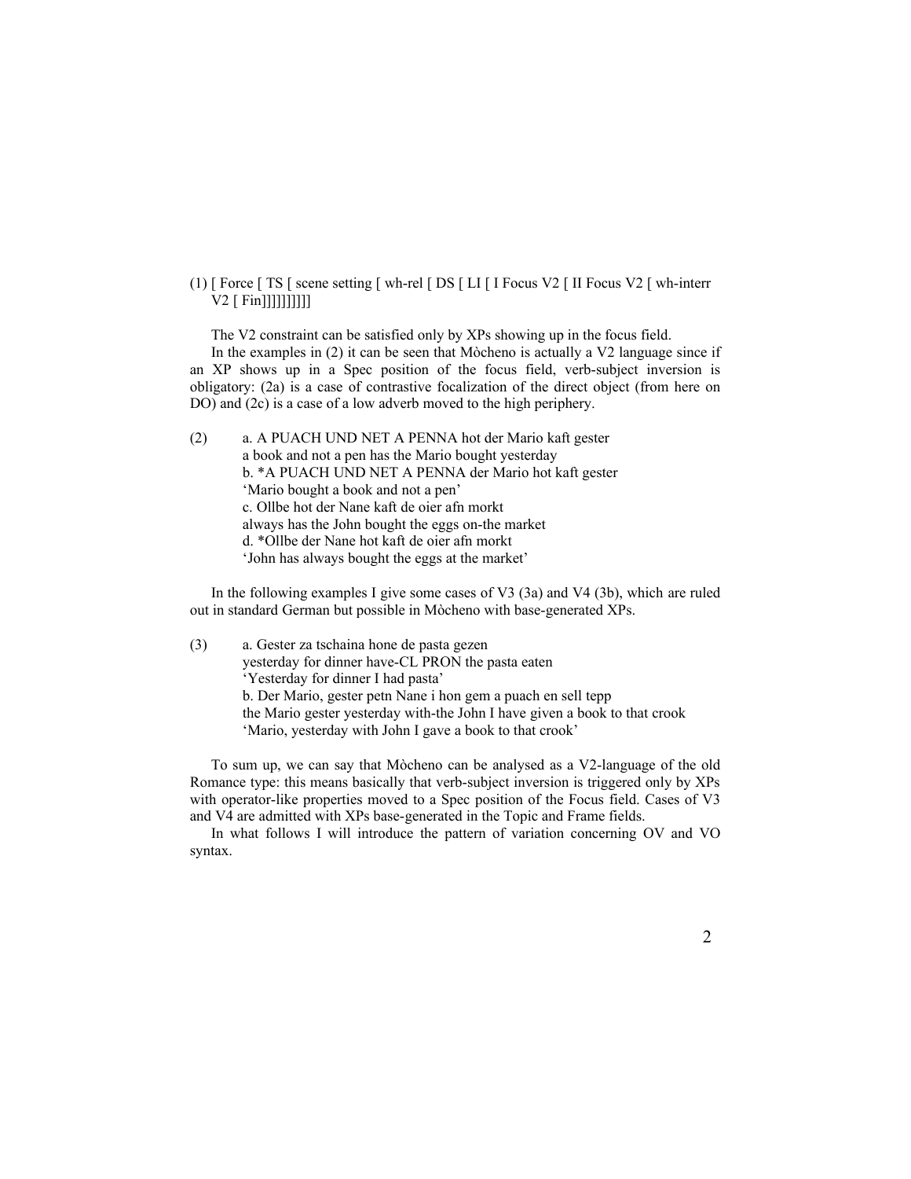(1) [ Force [ TS [ scene setting [ wh-rel [ DS [ LI [ I Focus V2 [ II Focus V2 [ wh-interr V2 [ Fin]]]]]]]]]]

The V2 constraint can be satisfied only by XPs showing up in the focus field.

In the examples in (2) it can be seen that Mòcheno is actually a V2 language since if an XP shows up in a Spec position of the focus field, verb-subject inversion is obligatory: (2a) is a case of contrastive focalization of the direct object (from here on DO) and (2c) is a case of a low adverb moved to the high periphery.

(2) a. A PUACH UND NET A PENNA hot der Mario kaft gester
a book and not a pen has the Mario bought yesterday
b. *A PUACH UND NET A PENNA der Mario hot kaft gester
'Mario bought a book and not a pen'
c. Ollbe hot der Nane kaft de oier afn morkt
always has the John bought the eggs on-the market
d. *Ollbe der Nane hot kaft de oier afn morkt
'John has always bought the eggs at the market'

In the following examples I give some cases of V3 (3a) and V4 (3b), which are ruled out in standard German but possible in Mòcheno with base-generated XPs.

(3) a. Gester za tschaina hone de pasta gezen
yesterday for dinner have-CL PRON the pasta eaten
'Yesterday for dinner I had pasta'
b. Der Mario, gester petn Nane i hon gem a puach en sell tepp
the Mario gester yesterday with-the John I have given a book to that crook
'Mario, yesterday with John I gave a book to that crook'

To sum up, we can say that Mòcheno can be analysed as a V2-language of the old Romance type: this means basically that verb-subject inversion is triggered only by XPs with operator-like properties moved to a Spec position of the Focus field. Cases of V3 and V4 are admitted with XPs base-generated in the Topic and Frame fields.

In what follows I will introduce the pattern of variation concerning OV and VO syntax.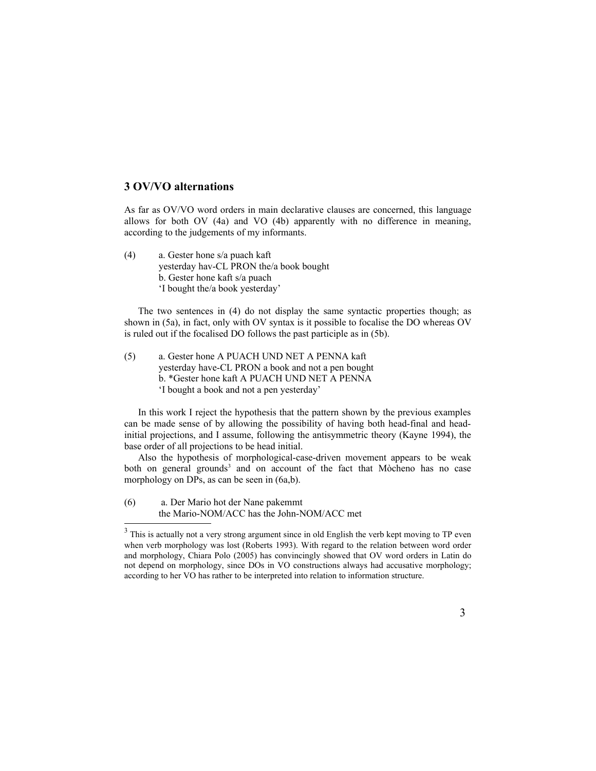## 3 OV/VO alternations

As far as OV/VO word orders in main declarative clauses are concerned, this language allows for both OV (4a) and VO (4b) apparently with no difference in meaning, according to the judgements of my informants.

(4) a. Gester hone s/a puach kaft
yesterday hav-CL PRON the/a book bought
b. Gester hone kaft s/a puach
'I bought the/a book yesterday'

The two sentences in (4) do not display the same syntactic properties though; as shown in (5a), in fact, only with OV syntax is it possible to focalise the DO whereas OV is ruled out if the focalised DO follows the past participle as in (5b).

(5) a. Gester hone A PUACH UND NET A PENNA kaft
yesterday have-CL PRON a book and not a pen bought
b. *Gester hone kaft A PUACH UND NET A PENNA
'I bought a book and not a pen yesterday'

In this work I reject the hypothesis that the pattern shown by the previous examples can be made sense of by allowing the possibility of having both head-final and head-initial projections, and I assume, following the antisymmetric theory (Kayne 1994), the base order of all projections to be head initial.

Also the hypothesis of morphological-case-driven movement appears to be weak both on general grounds[3] and on account of the fact that Mòcheno has no case morphology on DPs, as can be seen in (6a,b).

(6) a. Der Mario hot der Nane pakemmt
the Mario-NOM/ACC has the John-NOM/ACC met

---

[3] This is actually not a very strong argument since in old English the verb kept moving to TP even when verb morphology was lost (Roberts 1993). With regard to the relation between word order and morphology, Chiara Polo (2005) has convincingly showed that OV word orders in Latin do not depend on morphology, since DOs in VO constructions always had accusative morphology; according to her VO has rather to be interpreted into relation to information structure.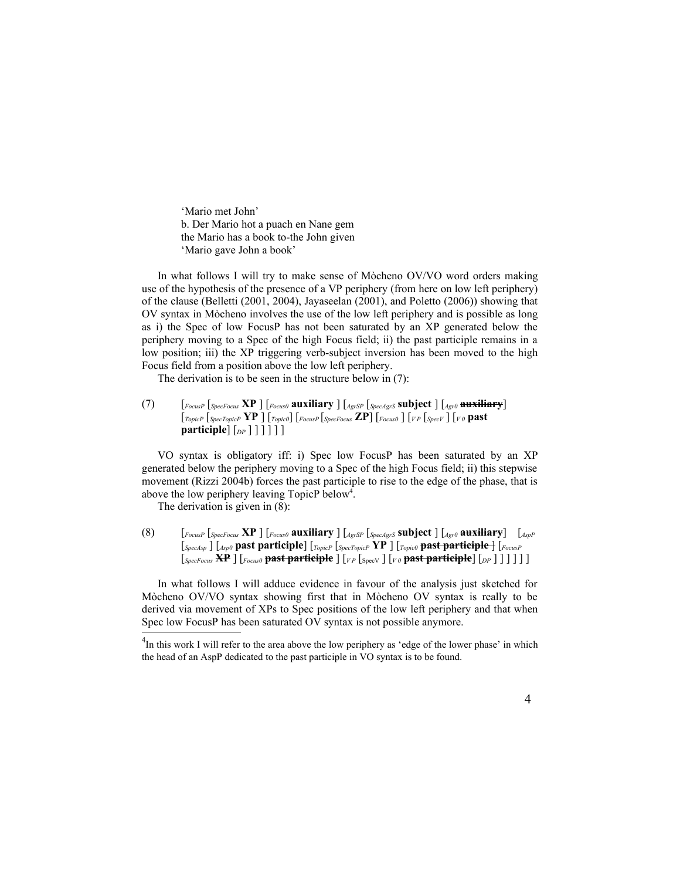'Mario met John'
b. Der Mario hot a puach en Nane gem
the Mario has a book to-the John given
'Mario gave John a book'

In what follows I will try to make sense of Mòcheno OV/VO word orders making use of the hypothesis of the presence of a VP periphery (from here on low left periphery) of the clause (Belletti (2001, 2004), Jayaseelan (2001), and Poletto (2006)) showing that OV syntax in Mòcheno involves the use of the low left periphery and is possible as long as i) the Spec of low FocusP has not been saturated by an XP generated below the periphery moving to a Spec of the high Focus field; ii) the past participle remains in a low position; iii) the XP triggering verb-subject inversion has been moved to the high Focus field from a position above the low left periphery.

The derivation is to be seen in the structure below in (7):

(7) $[_{FocusP}$ $[_{SpecFocus}$ **XP** $]$ $[_{Focus0}$ **auxiliary** $]$ $[_{AgrSP}$ $[_{SpecAgrS}$ **subject** $]$ $[_{Agr0}$ ~~**auxiliary**~~$]$ $[_{TopicP}$ $[_{SpecTopicP}$ **YP** $]$ $[_{Topic0}]$ $[_{FocusP}$ $[_{SpecFocus}$ **ZP**$]$ $[_{Focus0}$ $]$ $[_{VP}$ $[_{SpecV}$ $]$ $[_{V0}$ **past participle**$]$ $[_{DP}$ $]$ $]$ $]$ $]$ $]$ $]$

VO syntax is obligatory iff: i) Spec low FocusP has been saturated by an XP generated below the periphery moving to a Spec of the high Focus field; ii) this stepwise movement (Rizzi 2004b) forces the past participle to rise to the edge of the phase, that is above the low periphery leaving TopicP below[4].

The derivation is given in (8):

(8) $[_{FocusP}$ $[_{SpecFocus}$ **XP** $]$ $[_{Focus0}$ **auxiliary** $]$ $[_{AgrSP}$ $[_{SpecAgrS}$ **subject** $]$ $[_{Agr0}$ ~~**auxiliary**~~$]$ $[_{AspP}$ $[_{SpecAsp}$ $]$ $[_{Asp0}$ **past participle**$]$ $[_{TopicP}$ $[_{SpecTopicP}$ **YP** $]$ $[_{Topic0}$ ~~**past participle**~~ $]$ $[_{FocusP}$ $[_{SpecFocus}$ ~~**XP**~~ $]$ $[_{Focus0}$ ~~**past participle**~~ $]$ $[_{VP}$ $[_{SpecV}$ $]$ $[_{V0}$ ~~**past participle**~~$]$ $[_{DP}$ $]$ $]$ $]$ $]$ $]$ $]$

In what follows I will adduce evidence in favour of the analysis just sketched for Mòcheno OV/VO syntax showing first that in Mòcheno OV syntax is really to be derived via movement of XPs to Spec positions of the low left periphery and that when Spec low FocusP has been saturated OV syntax is not possible anymore.

---

[4] In this work I will refer to the area above the low periphery as 'edge of the lower phase' in which the head of an AspP dedicated to the past participle in VO syntax is to be found.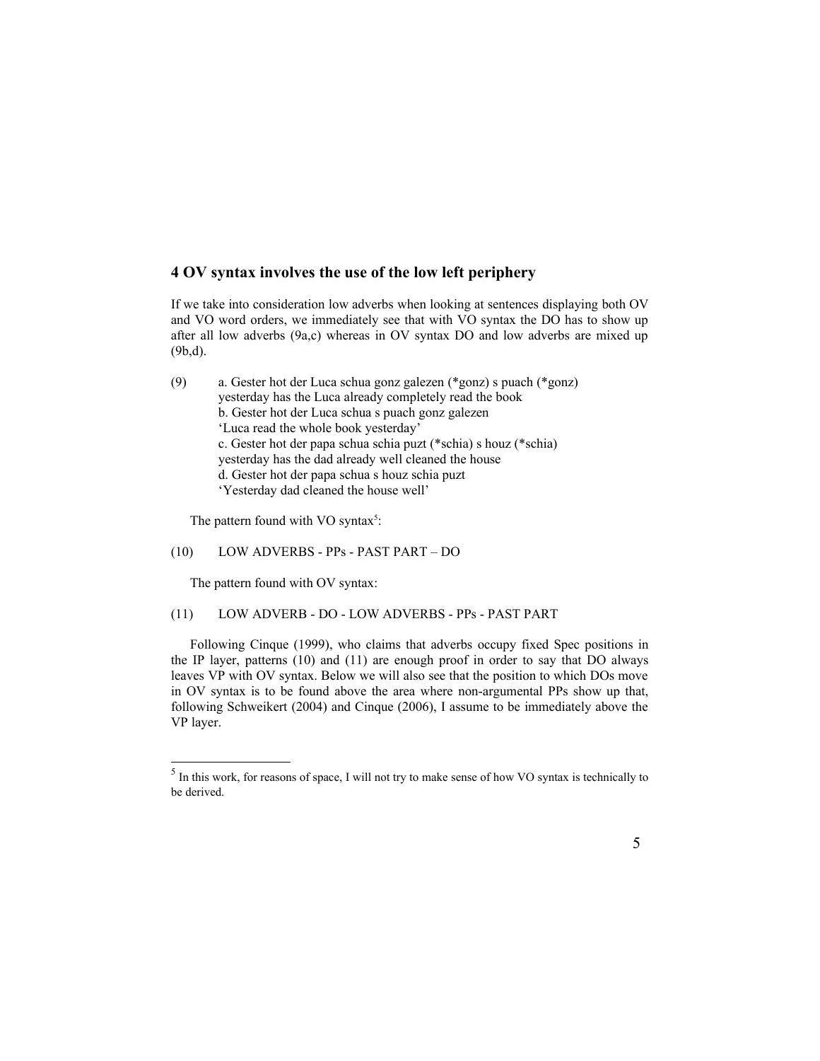## 4 OV syntax involves the use of the low left periphery

If we take into consideration low adverbs when looking at sentences displaying both OV and VO word orders, we immediately see that with VO syntax the DO has to show up after all low adverbs (9a,c) whereas in OV syntax DO and low adverbs are mixed up (9b,d).

(9) a. Gester hot der Luca schua gonz galezen (*gonz) s puach (*gonz)
yesterday has the Luca already completely read the book
b. Gester hot der Luca schua s puach gonz galezen
'Luca read the whole book yesterday'
c. Gester hot der papa schua schia puzt (*schia) s houz (*schia)
yesterday has the dad already well cleaned the house
d. Gester hot der papa schua s houz schia puzt
'Yesterday dad cleaned the house well'

The pattern found with VO syntax[5]:

(10) LOW ADVERBS - PPs - PAST PART – DO

The pattern found with OV syntax:

(11) LOW ADVERB - DO - LOW ADVERBS - PPs - PAST PART

Following Cinque (1999), who claims that adverbs occupy fixed Spec positions in the IP layer, patterns (10) and (11) are enough proof in order to say that DO always leaves VP with OV syntax. Below we will also see that the position to which DOs move in OV syntax is to be found above the area where non-argumental PPs show up that, following Schweikert (2004) and Cinque (2006), I assume to be immediately above the VP layer.

---

[5] In this work, for reasons of space, I will not try to make sense of how VO syntax is technically to be derived.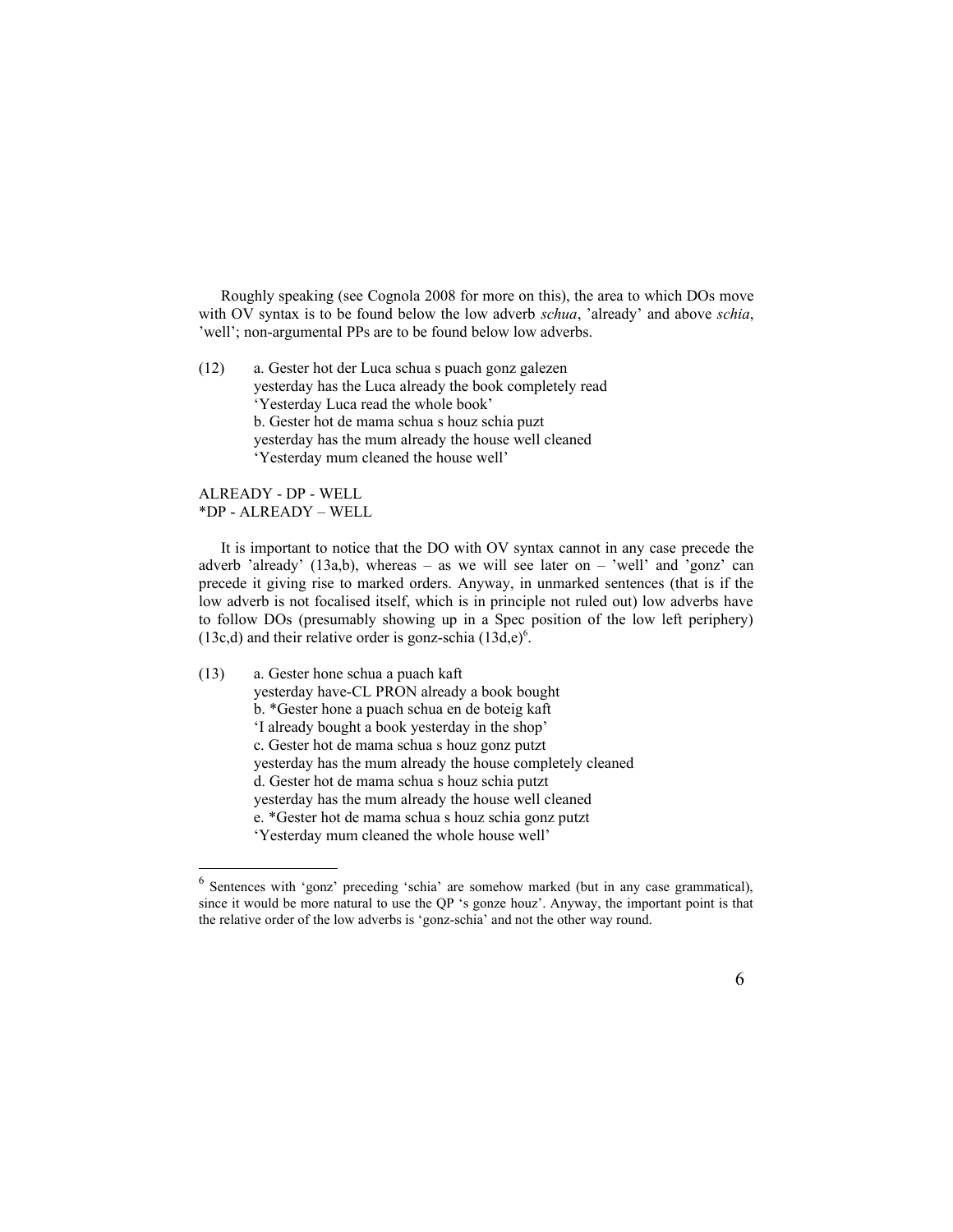Roughly speaking (see Cognola 2008 for more on this), the area to which DOs move with OV syntax is to be found below the low adverb *schua*, 'already' and above *schia*, 'well'; non-argumental PPs are to be found below low adverbs.

(12) a. Gester hot der Luca schua s puach gonz galezen
yesterday has the Luca already the book completely read
'Yesterday Luca read the whole book'
b. Gester hot de mama schua s houz schia puzt
yesterday has the mum already the house well cleaned
'Yesterday mum cleaned the house well'

ALREADY - DP - WELL
*DP - ALREADY – WELL

It is important to notice that the DO with OV syntax cannot in any case precede the adverb 'already' (13a,b), whereas – as we will see later on – 'well' and 'gonz' can precede it giving rise to marked orders. Anyway, in unmarked sentences (that is if the low adverb is not focalised itself, which is in principle not ruled out) low adverbs have to follow DOs (presumably showing up in a Spec position of the low left periphery) (13c,d) and their relative order is gonz-schia (13d,e)[6].

(13) a. Gester hone schua a puach kaft
yesterday have-CL PRON already a book bought
b. *Gester hone a puach schua en de boteig kaft
'I already bought a book yesterday in the shop'
c. Gester hot de mama schua s houz gonz putzt
yesterday has the mum already the house completely cleaned
d. Gester hot de mama schua s houz schia putzt
yesterday has the mum already the house well cleaned
e. *Gester hot de mama schua s houz schia gonz putzt
'Yesterday mum cleaned the whole house well'

---

[6] Sentences with 'gonz' preceding 'schia' are somehow marked (but in any case grammatical), since it would be more natural to use the QP 's gonze houz'. Anyway, the important point is that the relative order of the low adverbs is 'gonz-schia' and not the other way round.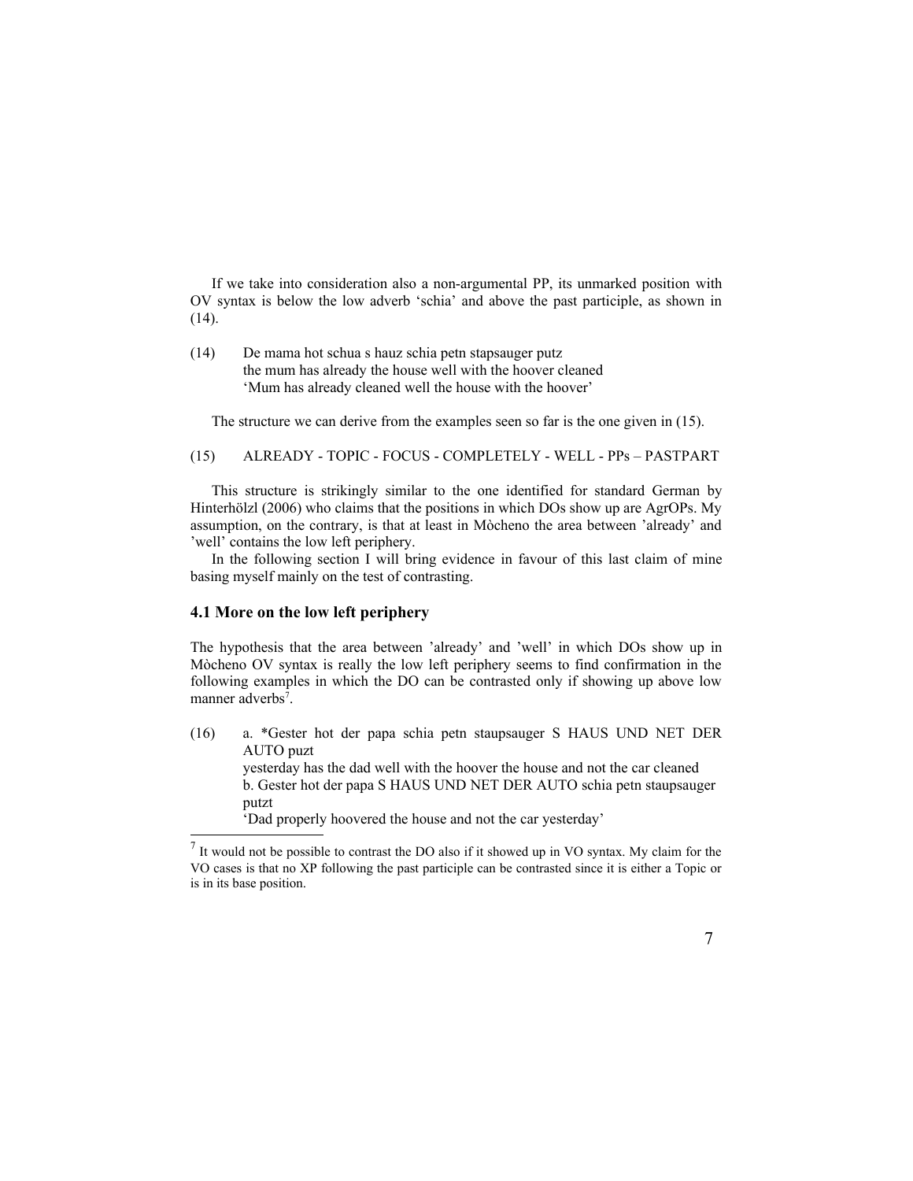If we take into consideration also a non-argumental PP, its unmarked position with OV syntax is below the low adverb 'schia' and above the past participle, as shown in (14).

(14) De mama hot schua s hauz schia petn stapsauger putz
the mum has already the house well with the hoover cleaned
'Mum has already cleaned well the house with the hoover'

The structure we can derive from the examples seen so far is the one given in (15).

(15) ALREADY - TOPIC - FOCUS - COMPLETELY - WELL - PPs – PASTPART

This structure is strikingly similar to the one identified for standard German by Hinterhölzl (2006) who claims that the positions in which DOs show up are AgrOPs. My assumption, on the contrary, is that at least in Mòcheno the area between 'already' and 'well' contains the low left periphery.

In the following section I will bring evidence in favour of this last claim of mine basing myself mainly on the test of contrasting.

### 4.1 More on the low left periphery

The hypothesis that the area between 'already' and 'well' in which DOs show up in Mòcheno OV syntax is really the low left periphery seems to find confirmation in the following examples in which the DO can be contrasted only if showing up above low manner adverbs[7].

(16) a. *Gester hot der papa schia petn staupsauger S HAUS UND NET DER AUTO puzt
yesterday has the dad well with the hoover the house and not the car cleaned
b. Gester hot der papa S HAUS UND NET DER AUTO schia petn staupsauger putzt
'Dad properly hoovered the house and not the car yesterday'

[7] It would not be possible to contrast the DO also if it showed up in VO syntax. My claim for the VO cases is that no XP following the past participle can be contrasted since it is either a Topic or is in its base position.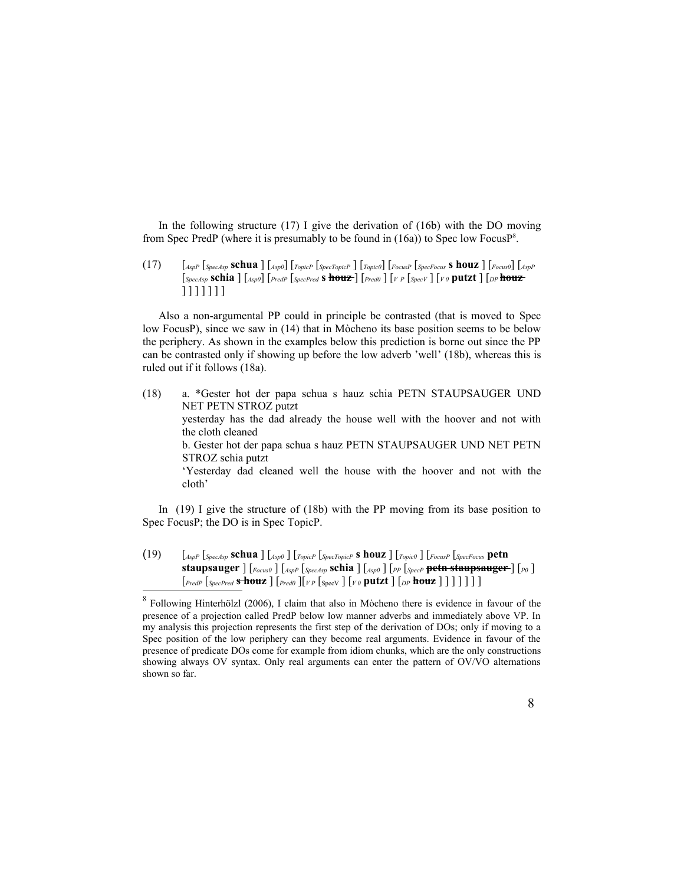In the following structure (17) I give the derivation of (16b) with the DO moving from Spec PredP (where it is presumably to be found in (16a)) to Spec low FocusP[8].

(17) $[_{AspP}$ $[_{SpecAsp}$ **schua** ] $[_{Asp0}]$ $[_{TopicP}$ $[_{SpecTopicP}$ ] $[_{Topic0}]$ $[_{FocusP}$ $[_{SpecFocus}$ **s houz** ] $[_{Focus0}]$ $[_{AspP}$ $[_{SpecAsp}$ **schia** ] $[_{Asp0}]$ $[_{PredP}$ $[_{SpecPred}$ ~~**s houz**~~ ] $[_{Pred0}$ ] $[_{VP}$ $[_{SpecV}$ ] $[_{V0}$ **putzt** ] $[_{DP}$ ~~**houz**~~ ] ] ] ] ] ] ]

Also a non-argumental PP could in principle be contrasted (that is moved to Spec low FocusP), since we saw in (14) that in Mòcheno its base position seems to be below the periphery. As shown in the examples below this prediction is borne out since the PP can be contrasted only if showing up before the low adverb 'well' (18b), whereas this is ruled out if it follows (18a).

(18) a. *Gester hot der papa schua s hauz schia PETN STAUPSAUGER UND NET PETN STROZ putzt
yesterday has the dad already the house well with the hoover and not with the cloth cleaned
b. Gester hot der papa schua s hauz PETN STAUPSAUGER UND NET PETN STROZ schia putzt
'Yesterday dad cleaned well the house with the hoover and not with the cloth'

In (19) I give the structure of (18b) with the PP moving from its base position to Spec FocusP; the DO is in Spec TopicP.

(19) $[_{AspP}$ $[_{SpecAsp}$ **schua** ] $[_{Asp0}$ ] $[_{TopicP}$ $[_{SpecTopicP}$ **s houz** ] $[_{Topic0}$ ] $[_{FocusP}$ $[_{SpecFocus}$ **petn staupsauger** ] $[_{Focus0}$ ] $[_{AspP}$ $[_{SpecAsp}$ **schia** ] $[_{Asp0}$ ] $[_{PP}$ $[_{SpecP}$ ~~**petn staupsauger**~~ ] $[_{P0}$ ] $[_{PredP}$ $[_{SpecPred}$ ~~**s houz**~~ ] $[_{Pred0}$ ]$[_{VP}$ $[_{SpecV}$ ] $[_{V0}$ **putzt** ] $[_{DP}$ ~~**houz**~~ ] ] ] ] ] ] ]

---

[8] Following Hinterhölzl (2006), I claim that also in Mòcheno there is evidence in favour of the presence of a projection called PredP below low manner adverbs and immediately above VP. In my analysis this projection represents the first step of the derivation of DOs; only if moving to a Spec position of the low periphery can they become real arguments. Evidence in favour of the presence of predicate DOs come for example from idiom chunks, which are the only constructions showing always OV syntax. Only real arguments can enter the pattern of OV/VO alternations shown so far.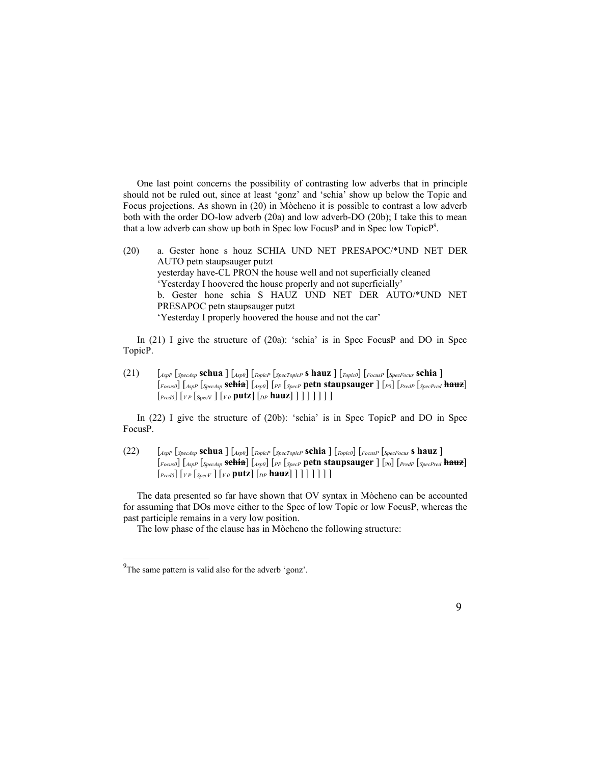One last point concerns the possibility of contrasting low adverbs that in principle should not be ruled out, since at least 'gonz' and 'schia' show up below the Topic and Focus projections. As shown in (20) in Mòcheno it is possible to contrast a low adverb both with the order DO-low adverb (20a) and low adverb-DO (20b); I take this to mean that a low adverb can show up both in Spec low FocusP and in Spec low TopicP[9].

(20) a. Gester hone s houz SCHIA UND NET PRESAPOC/*UND NET DER AUTO petn staupsauger putzt
yesterday have-CL PRON the house well and not superficially cleaned
'Yesterday I hoovered the house properly and not superficially'
b. Gester hone schia S HAUZ UND NET DER AUTO/*UND NET PRESAPOC petn staupsauger putzt
'Yesterday I properly hoovered the house and not the car'

In (21) I give the structure of (20a): 'schia' is in Spec FocusP and DO in Spec TopicP.

(21) [$_{AspP}$ [$_{SpecAsp}$ **schua** ] [$_{Asp0}$] [$_{TopicP}$ [$_{SpecTopicP}$ **s hauz** ] [$_{Topic0}$] [$_{FocusP}$ [$_{SpecFocus}$ **schia** ] [$_{Focus0}$] [$_{AspP}$ [$_{SpecAsp}$ **~~schia~~**] [$_{Asp0}$] [$_{PP}$ [$_{SpecP}$ **petn staupsauger** ] [$_{P0}$] [$_{PredP}$ [$_{SpecPred}$ **~~hauz~~**] [$_{Pred0}$] [$_{VP}$ [$_{SpecV}$ ] [$_{V0}$ **putz**] [$_{DP}$ **hauz**] ] ] ] ] ] ] ]

In (22) I give the structure of (20b): 'schia' is in Spec TopicP and DO in Spec FocusP.

(22) [$_{AspP}$ [$_{SpecAsp}$ **schua** ] [$_{Asp0}$] [$_{TopicP}$ [$_{SpecTopicP}$ **schia** ] [$_{Topic0}$] [$_{FocusP}$ [$_{SpecFocus}$ **s hauz** ] [$_{Focus0}$] [$_{AspP}$ [$_{SpecAsp}$ **~~schia~~**] [$_{Asp0}$] [$_{PP}$ [$_{SpecP}$ **petn staupsauger** ] [$_{P0}$] [$_{PredP}$ [$_{SpecPred}$ **~~hauz~~**] [$_{Pred0}$] [$_{VP}$ [$_{SpecV}$ ] [$_{V0}$ **putz**] [$_{DP}$ **~~hauz~~**] ] ] ] ] ] ] ]

The data presented so far have shown that OV syntax in Mòcheno can be accounted for assuming that DOs move either to the Spec of low Topic or low FocusP, whereas the past participle remains in a very low position.

The low phase of the clause has in Mòcheno the following structure:

---

[9] The same pattern is valid also for the adverb 'gonz'.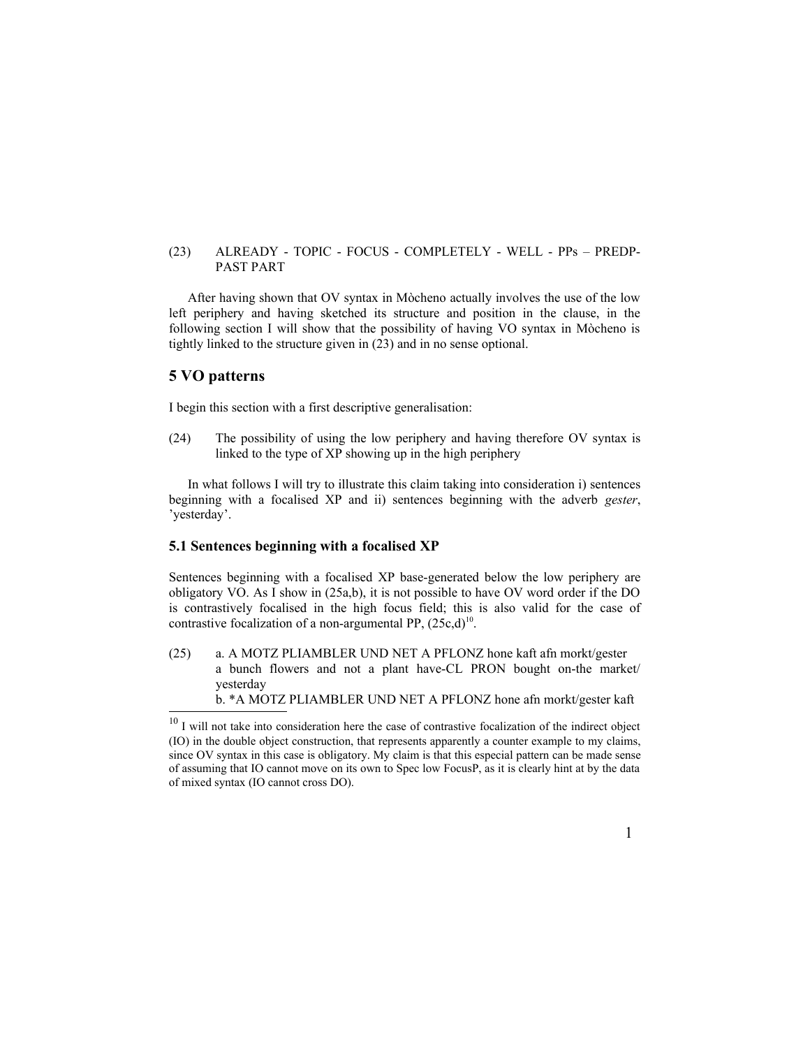(23) ALREADY - TOPIC - FOCUS - COMPLETELY - WELL - PPs – PREDP- PAST PART

After having shown that OV syntax in Mòcheno actually involves the use of the low left periphery and having sketched its structure and position in the clause, in the following section I will show that the possibility of having VO syntax in Mòcheno is tightly linked to the structure given in (23) and in no sense optional.

## 5 VO patterns

I begin this section with a first descriptive generalisation:

(24) The possibility of using the low periphery and having therefore OV syntax is linked to the type of XP showing up in the high periphery

In what follows I will try to illustrate this claim taking into consideration i) sentences beginning with a focalised XP and ii) sentences beginning with the adverb *gester*, 'yesterday'.

### 5.1 Sentences beginning with a focalised XP

Sentences beginning with a focalised XP base-generated below the low periphery are obligatory VO. As I show in (25a,b), it is not possible to have OV word order if the DO is contrastively focalised in the high focus field; this is also valid for the case of contrastive focalization of a non-argumental PP, (25c,d)[10].

(25) a. A MOTZ PLIAMBLER UND NET A PFLONZ hone kaft afn morkt/gester
a bunch flowers and not a plant have-CL PRON bought on-the market/ yesterday
b. *A MOTZ PLIAMBLER UND NET A PFLONZ hone afn morkt/gester kaft

---

[10] I will not take into consideration here the case of contrastive focalization of the indirect object (IO) in the double object construction, that represents apparently a counter example to my claims, since OV syntax in this case is obligatory. My claim is that this especial pattern can be made sense of assuming that IO cannot move on its own to Spec low FocusP, as it is clearly hint at by the data of mixed syntax (IO cannot cross DO).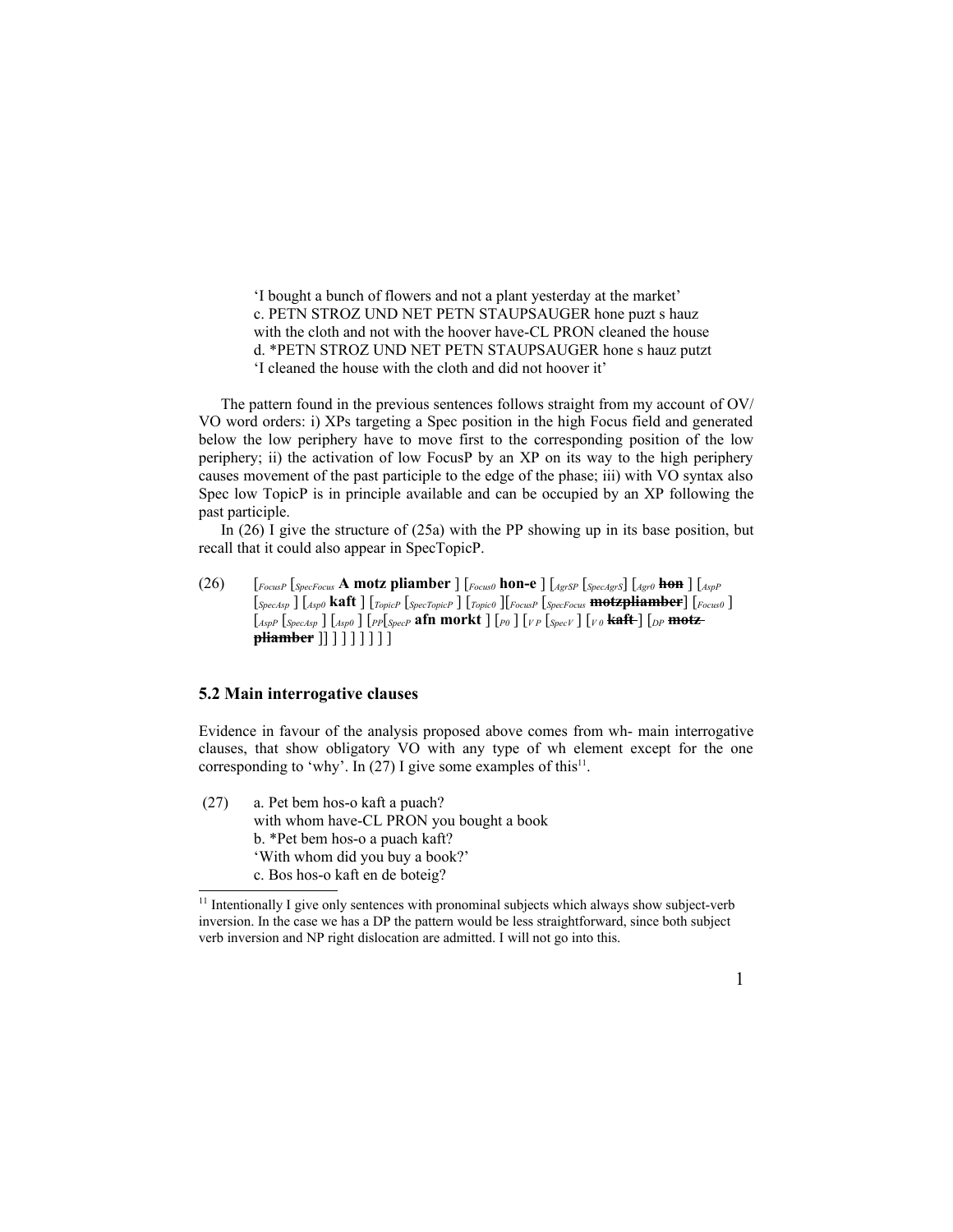'I bought a bunch of flowers and not a plant yesterday at the market'
c. PETN STROZ UND NET PETN STAUPSAUGER hone puzt s hauz
with the cloth and not with the hoover have-CL PRON cleaned the house
d. *PETN STROZ UND NET PETN STAUPSAUGER hone s hauz putzt
'I cleaned the house with the cloth and did not hoover it'

The pattern found in the previous sentences follows straight from my account of OV/ VO word orders: i) XPs targeting a Spec position in the high Focus field and generated below the low periphery have to move first to the corresponding position of the low periphery; ii) the activation of low FocusP by an XP on its way to the high periphery causes movement of the past participle to the edge of the phase; iii) with VO syntax also Spec low TopicP is in principle available and can be occupied by an XP following the past participle.

In (26) I give the structure of (25a) with the PP showing up in its base position, but recall that it could also appear in SpecTopicP.

(26) [$_{FocusP}$ [$_{SpecFocus}$ **A motz pliamber** ] [$_{Focus0}$ **hon-e** ] [$_{AgrSP}$ [$_{SpecAgrS}$] [$_{Agr0}$ ~~**hon**~~ ] [$_{AspP}$ [$_{SpecAsp}$ ] [$_{Asp0}$ **kaft** ] [$_{TopicP}$ [$_{SpecTopicP}$ ] [$_{Topic0}$ ][$_{FocusP}$ [$_{SpecFocus}$ ~~**motzpliamber**~~] [$_{Focus0}$ ] [$_{AspP}$ [$_{SpecAsp}$ ] [$_{Asp0}$ ] [$_{PP}$[$_{SpecP}$ **afn morkt** ] [$_{P0}$ ] [$_{VP}$ [$_{SpecV}$ ] [$_{V0}$ ~~**kaft**~~ ] [$_{DP}$ ~~**motz pliamber**~~ ]] ] ] ] ] ] ] ]

## 5.2 Main interrogative clauses

Evidence in favour of the analysis proposed above comes from wh- main interrogative clauses, that show obligatory VO with any type of wh element except for the one corresponding to 'why'. In (27) I give some examples of this[11].

(27) a. Pet bem hos-o kaft a puach?
with whom have-CL PRON you bought a book
b. *Pet bem hos-o a puach kaft?
'With whom did you buy a book?'
c. Bos hos-o kaft en de boteig?

[11] Intentionally I give only sentences with pronominal subjects which always show subject-verb inversion. In the case we has a DP the pattern would be less straightforward, since both subject verb inversion and NP right dislocation are admitted. I will not go into this.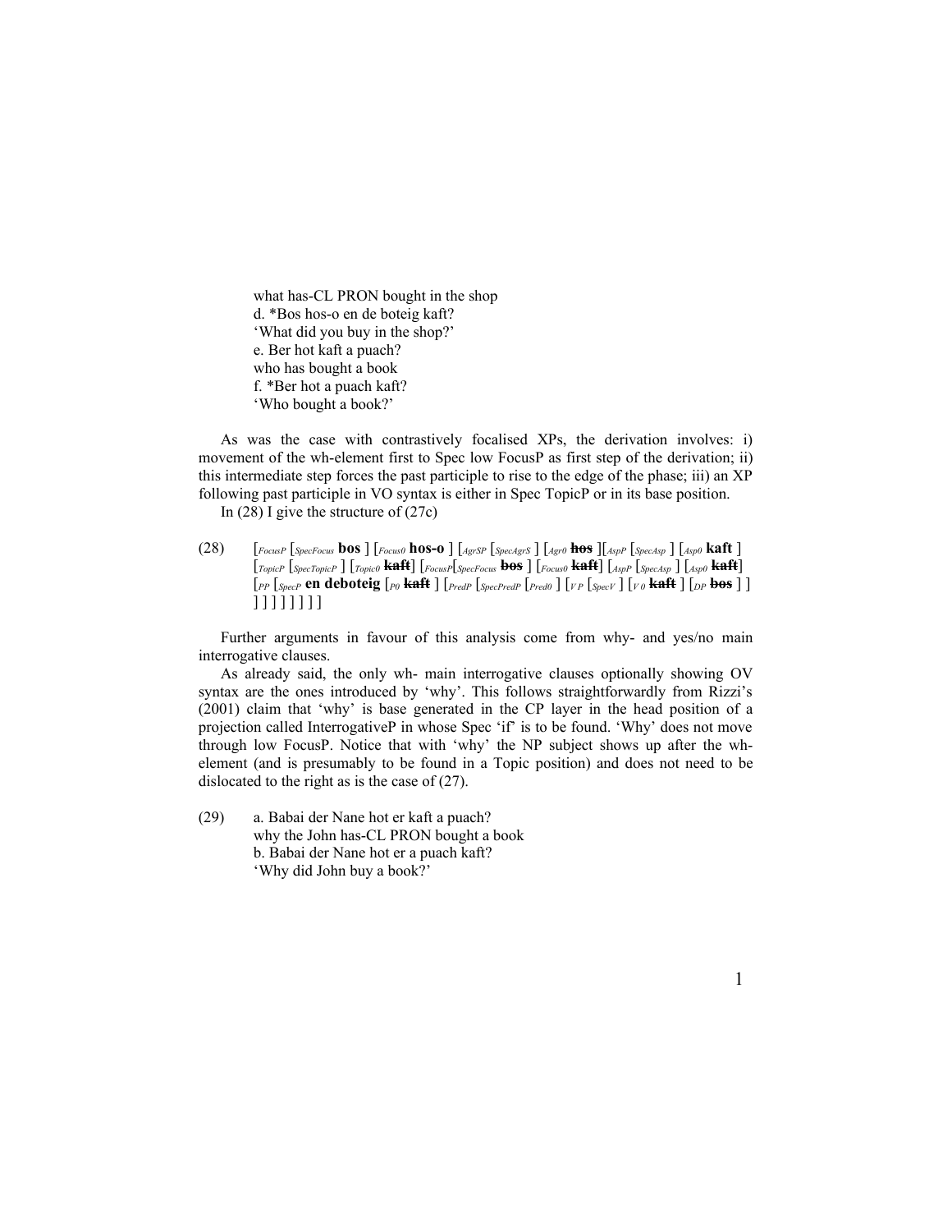what has-CL PRON bought in the shop
d. *Bos hos-o en de boteig kaft?
'What did you buy in the shop?'
e. Ber hot kaft a puach?
who has bought a book
f. *Ber hot a puach kaft?
'Who bought a book?'

As was the case with contrastively focalised XPs, the derivation involves: i) movement of the wh-element first to Spec low FocusP as first step of the derivation; ii) this intermediate step forces the past participle to rise to the edge of the phase; iii) an XP following past participle in VO syntax is either in Spec TopicP or in its base position.

In (28) I give the structure of (27c)

(28) [*FocusP* [*SpecFocus* **bos** ] [*Focus0* **hos-o** ] [*AgrSP* [*SpecAgrS* ] [*Agr0* ~~**hos**~~ ][*AspP* [*SpecAsp* ] [*Asp0* **kaft** ] [*TopicP* [*SpecTopicP* ] [*Topic0* ~~**kaft**~~] [*FocusP*[*SpecFocus* ~~**bos**~~ ] [*Focus0* ~~**kaft**~~] [*AspP* [*SpecAsp* ] [*Asp0* ~~**kaft**~~] [*PP* [*SpecP* **en deboteig** [*P0* ~~**kaft**~~ ] [*PredP* [*SpecPredP* [*Pred0* ] [*VP* [*SpecV* ] [*V0* ~~**kaft**~~ ] [*DP* ~~**bos**~~ ] ] ] ] ] ] ] ] ] ]

Further arguments in favour of this analysis come from why- and yes/no main interrogative clauses.

As already said, the only wh- main interrogative clauses optionally showing OV syntax are the ones introduced by 'why'. This follows straightforwardly from Rizzi's (2001) claim that 'why' is base generated in the CP layer in the head position of a projection called InterrogativeP in whose Spec 'if' is to be found. 'Why' does not move through low FocusP. Notice that with 'why' the NP subject shows up after the wh-element (and is presumably to be found in a Topic position) and does not need to be dislocated to the right as is the case of (27).

(29) a. Babai der Nane hot er kaft a puach?
why the John has-CL PRON bought a book
b. Babai der Nane hot er a puach kaft?
'Why did John buy a book?'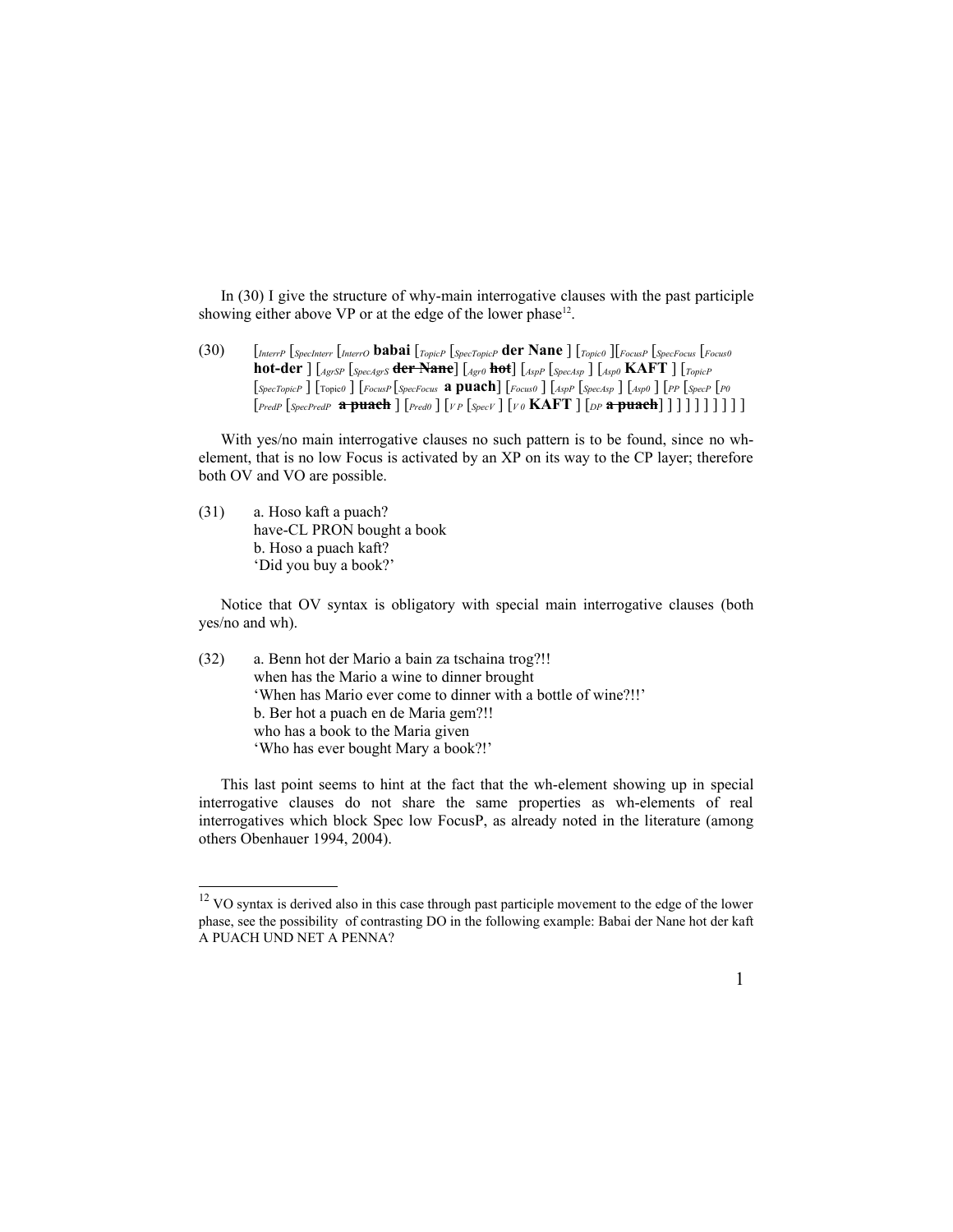In (30) I give the structure of why-main interrogative clauses with the past participle showing either above VP or at the edge of the lower phase[12].

(30) [$_{InterrP}$ [$_{SpecInterr}$ [$_{InterrO}$ **babai** [$_{TopicP}$ [$_{SpecTopicP}$ **der Nane** ] [$_{Topic0}$ ][$_{FocusP}$ [$_{SpecFocus}$ [$_{Focus0}$ **hot-der** ] [$_{AgrSP}$ [$_{SpecAgrS}$ ~~der Nane~~] [$_{Agr0}$ ~~**hot**~~] [$_{AspP}$ [$_{SpecAsp}$ ] [$_{Asp0}$ **KAFT** ] [$_{TopicP}$ [$_{SpecTopicP}$ ] [$_{Topic0}$ ] [$_{FocusP}$ [$_{SpecFocus}$ **a puach**] [$_{Focus0}$ ] [$_{AspP}$ [$_{SpecAsp}$ ] [$_{Asp0}$ ] [$_{PP}$ [$_{SpecP}$ [$_{P0}$ [$_{PredP}$ [$_{SpecPredP}$ ~~**a puach**~~ ] [$_{Pred0}$ ] [$_{VP}$ [$_{SpecV}$ ] [$_{V0}$ **KAFT** ] [$_{DP}$ ~~**a puach**~~] ] ] ] ] ] ] ] ]

With yes/no main interrogative clauses no such pattern is to be found, since no wh-element, that is no low Focus is activated by an XP on its way to the CP layer; therefore both OV and VO are possible.

(31) a. Hoso kaft a puach?
have-CL PRON bought a book
b. Hoso a puach kaft?
'Did you buy a book?'

Notice that OV syntax is obligatory with special main interrogative clauses (both yes/no and wh).

(32) a. Benn hot der Mario a bain za tschaina trog?!!
when has the Mario a wine to dinner brought
'When has Mario ever come to dinner with a bottle of wine?!!'
b. Ber hot a puach en de Maria gem?!!
who has a book to the Maria given
'Who has ever bought Mary a book?!'

This last point seems to hint at the fact that the wh-element showing up in special interrogative clauses do not share the same properties as wh-elements of real interrogatives which block Spec low FocusP, as already noted in the literature (among others Obenhauer 1994, 2004).

---

[12] VO syntax is derived also in this case through past participle movement to the edge of the lower phase, see the possibility of contrasting DO in the following example: Babai der Nane hot der kaft A PUACH UND NET A PENNA?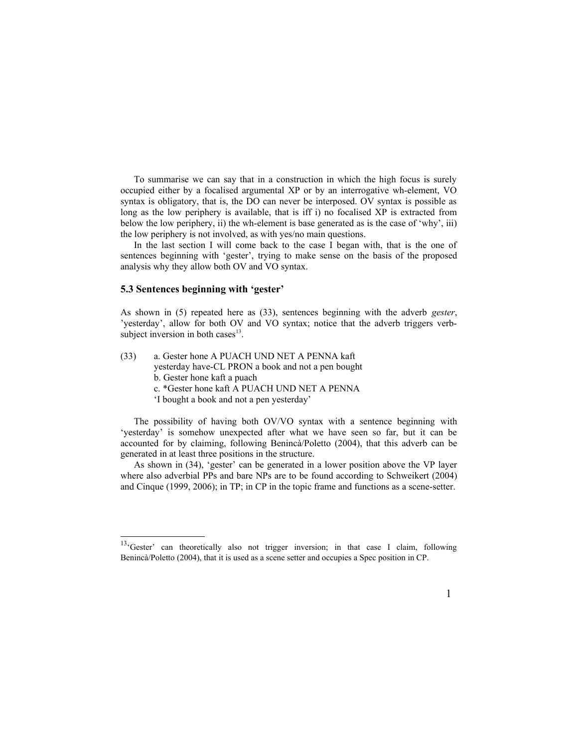To summarise we can say that in a construction in which the high focus is surely occupied either by a focalised argumental XP or by an interrogative wh-element, VO syntax is obligatory, that is, the DO can never be interposed. OV syntax is possible as long as the low periphery is available, that is iff i) no focalised XP is extracted from below the low periphery, ii) the wh-element is base generated as is the case of 'why', iii) the low periphery is not involved, as with yes/no main questions.

In the last section I will come back to the case I began with, that is the one of sentences beginning with 'gester', trying to make sense on the basis of the proposed analysis why they allow both OV and VO syntax.

### 5.3 Sentences beginning with 'gester'

As shown in (5) repeated here as (33), sentences beginning with the adverb *gester*, 'yesterday', allow for both OV and VO syntax; notice that the adverb triggers verb-subject inversion in both cases[13].

(33) a. Gester hone A PUACH UND NET A PENNA kaft
yesterday have-CL PRON a book and not a pen bought
b. Gester hone kaft a puach
c. *Gester hone kaft A PUACH UND NET A PENNA
'I bought a book and not a pen yesterday'

The possibility of having both OV/VO syntax with a sentence beginning with 'yesterday' is somehow unexpected after what we have seen so far, but it can be accounted for by claiming, following Benincà/Poletto (2004), that this adverb can be generated in at least three positions in the structure.

As shown in (34), 'gester' can be generated in a lower position above the VP layer where also adverbial PPs and bare NPs are to be found according to Schweikert (2004) and Cinque (1999, 2006); in TP; in CP in the topic frame and functions as a scene-setter.

[13] 'Gester' can theoretically also not trigger inversion; in that case I claim, following Benincà/Poletto (2004), that it is used as a scene setter and occupies a Spec position in CP.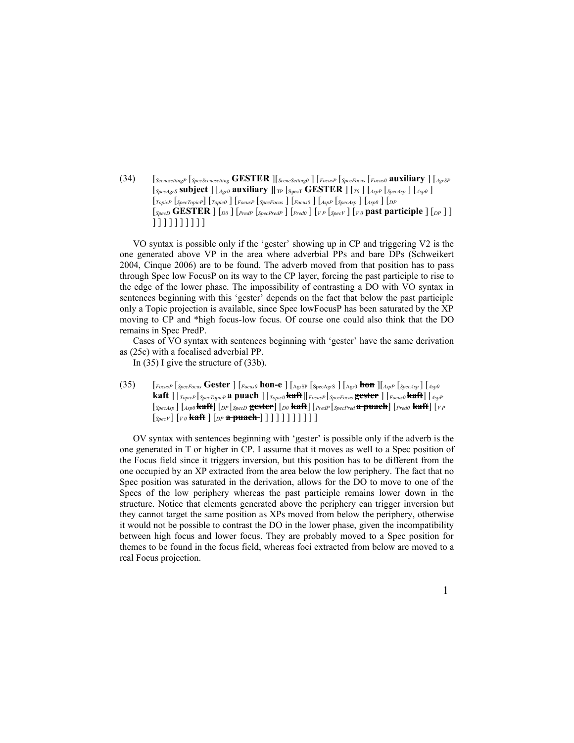(34) [$_{ScenesettingP}$ [$_{SpecScenesetting}$ **GESTER** ][$_{SceneSetting0}$ ] [$_{FocusP}$ [$_{SpecFocus}$ [$_{Focus0}$ **auxiliary** ] [$_{AgrSP}$ [$_{SpecAgrS}$ **subject** ] [$_{Agr0}$ ~~**auxiliary**~~ ][$_{TP}$ [$_{SpecT}$ **GESTER** ] [$_{T0}$ ] [$_{AspP}$ [$_{SpecAsp}$ ] [$_{Asp0}$ ] [$_{TopicP}$ [$_{SpecTopicP}$] [$_{Topic0}$ ] [$_{FocusP}$ [$_{SpecFocus}$ ] [$_{Focus0}$ ] [$_{AspP}$ [$_{SpecAsp}$ ] [$_{Asp0}$ ] [$_{DP}$ [$_{SpecD}$ **GESTER** ] [$_{D0}$ ] [$_{PredP}$ [$_{SpecPredP}$ ] [$_{Pred0}$ ] [$_{VP}$ [$_{SpecV}$ ] [$_{V0}$ **past participle** ] [$_{DP}$ ] ] ] ] ] ] ] ] ] ] ] ]

VO syntax is possible only if the 'gester' showing up in CP and triggering V2 is the one generated above VP in the area where adverbial PPs and bare DPs (Schweikert 2004, Cinque 2006) are to be found. The adverb moved from that position has to pass through Spec low FocusP on its way to the CP layer, forcing the past participle to rise to the edge of the lower phase. The impossibility of contrasting a DO with VO syntax in sentences beginning with this 'gester' depends on the fact that below the past participle only a Topic projection is available, since Spec lowFocusP has been saturated by the XP moving to CP and *high focus-low focus. Of course one could also think that the DO remains in Spec PredP.

Cases of VO syntax with sentences beginning with 'gester' have the same derivation as (25c) with a focalised adverbial PP.

In (35) I give the structure of (33b).

(35) [$_{FocusP}$ [$_{SpecFocus}$ **Gester** ] [$_{Focus0}$ **hon-e** ] [$_{AgrSP}$ [$_{SpecAgrS}$ ] [$_{Agr0}$ ~~**hon**~~ ][$_{AspP}$ [$_{SpecAsp}$ ] [$_{Asp0}$ **kaft** ] [$_{TopicP}$ [$_{SpecTopicP}$ **a puach** ] [$_{Topic0}$ ~~**kaft**~~][$_{FocusP}$ [$_{SpecFocus}$ ~~**gester**~~ ] [$_{Focus0}$ ~~**kaft**~~] [$_{AspP}$ [$_{SpecAsp}$ ] [$_{Asp0}$ ~~**kaft**~~] [$_{DP}$ [$_{SpecD}$ ~~**gester**~~] [$_{D0}$ ~~**kaft**~~] [$_{PredP}$ [$_{SpecPred}$ ~~**a puach**~~] [$_{Pred0}$ ~~**kaft**~~] [$_{VP}$ [$_{SpecV}$ ] [$_{V0}$ ~~**kaft**~~ ] [$_{DP}$ ~~**a puach**~~ ] ] ] ] ] ] ] ] ] ] ]

OV syntax with sentences beginning with 'gester' is possible only if the adverb is the one generated in T or higher in CP. I assume that it moves as well to a Spec position of the Focus field since it triggers inversion, but this position has to be different from the one occupied by an XP extracted from the area below the low periphery. The fact that no Spec position was saturated in the derivation, allows for the DO to move to one of the Specs of the low periphery whereas the past participle remains lower down in the structure. Notice that elements generated above the periphery can trigger inversion but they cannot target the same position as XPs moved from below the periphery, otherwise it would not be possible to contrast the DO in the lower phase, given the incompatibility between high focus and lower focus. They are probably moved to a Spec position for themes to be found in the focus field, whereas foci extracted from below are moved to a real Focus projection.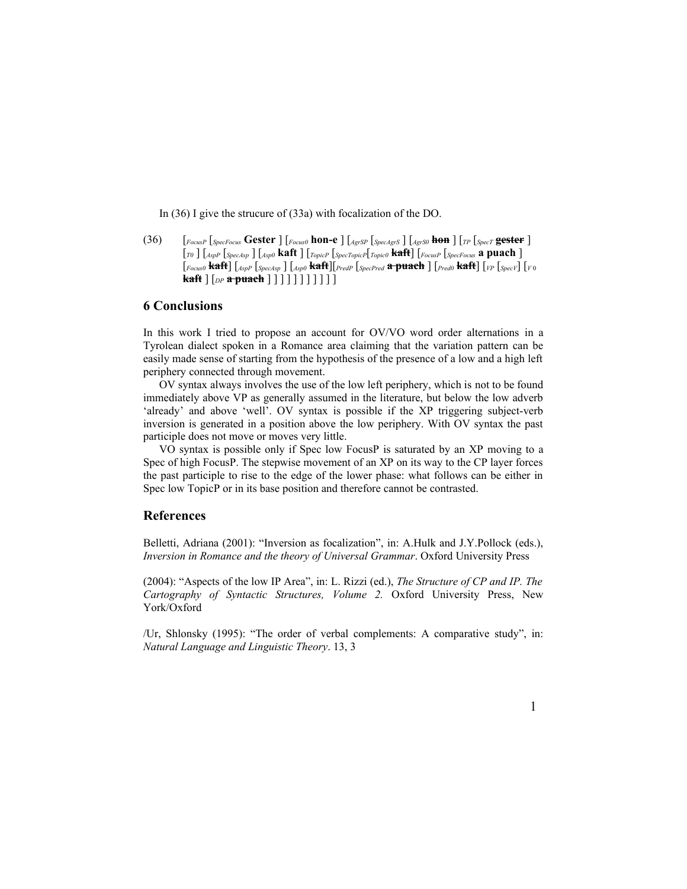In (36) I give the strucure of (33a) with focalization of the DO.

(36) [$_{FocusP}$ [$_{SpecFocus}$ **Gester** ] [$_{Focus0}$ **hon-e** ] [$_{AgrSP}$ [$_{SpecAgrS}$ ] [$_{AgrS0}$ ~~**hon**~~ ] [$_{TP}$ [$_{SpecT}$ ~~**gester**~~ ] [$_{T0}$ ] [$_{AspP}$ [$_{SpecAsp}$ ] [$_{Asp0}$ **kaft** ] [$_{TopicP}$ [$_{SpecTopicP}$[$_{Topic0}$ ~~**kaft**~~] [$_{FocusP}$ [$_{SpecFocus}$ **a puach** ] [$_{Focus0}$ ~~**kaft**~~] [$_{AspP}$ [$_{SpecAsp}$ ] [$_{Asp0}$ ~~**kaft**~~][$_{PredP}$ [$_{SpecPred}$ ~~**a puach**~~ ] [$_{Pred0}$ ~~**kaft**~~] [$_{VP}$ [$_{SpecV}$] [$_{V0}$ ~~**kaft**~~ ] [$_{DP}$ ~~**a puach**~~ ] ] ] ] ] ] ] ] ] ] ]

## 6 Conclusions

In this work I tried to propose an account for OV/VO word order alternations in a Tyrolean dialect spoken in a Romance area claiming that the variation pattern can be easily made sense of starting from the hypothesis of the presence of a low and a high left periphery connected through movement.

OV syntax always involves the use of the low left periphery, which is not to be found immediately above VP as generally assumed in the literature, but below the low adverb 'already' and above 'well'. OV syntax is possible if the XP triggering subject-verb inversion is generated in a position above the low periphery. With OV syntax the past participle does not move or moves very little.

VO syntax is possible only if Spec low FocusP is saturated by an XP moving to a Spec of high FocusP. The stepwise movement of an XP on its way to the CP layer forces the past participle to rise to the edge of the lower phase: what follows can be either in Spec low TopicP or in its base position and therefore cannot be contrasted.

## References

Belletti, Adriana (2001): "Inversion as focalization", in: A.Hulk and J.Y.Pollock (eds.), *Inversion in Romance and the theory of Universal Grammar*. Oxford University Press

(2004): "Aspects of the low IP Area", in: L. Rizzi (ed.), *The Structure of CP and IP. The Cartography of Syntactic Structures, Volume 2.* Oxford University Press, New York/Oxford

/Ur, Shlonsky (1995): "The order of verbal complements: A comparative study", in: *Natural Language and Linguistic Theory*. 13, 3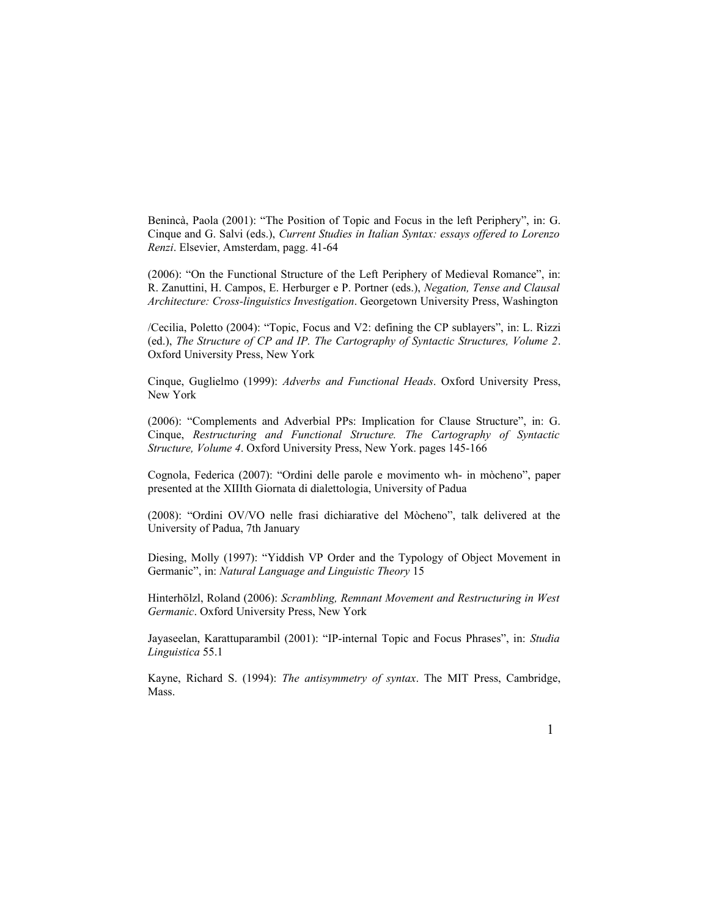Benincà, Paola (2001): “The Position of Topic and Focus in the left Periphery”, in: G. Cinque and G. Salvi (eds.), *Current Studies in Italian Syntax: essays offered to Lorenzo Renzi*. Elsevier, Amsterdam, pagg. 41-64

(2006): “On the Functional Structure of the Left Periphery of Medieval Romance”, in: R. Zanuttini, H. Campos, E. Herburger e P. Portner (eds.), *Negation, Tense and Clausal Architecture: Cross-linguistics Investigation*. Georgetown University Press, Washington

/Cecilia, Poletto (2004): “Topic, Focus and V2: defining the CP sublayers”, in: L. Rizzi (ed.), *The Structure of CP and IP. The Cartography of Syntactic Structures, Volume 2*. Oxford University Press, New York

Cinque, Guglielmo (1999): *Adverbs and Functional Heads*. Oxford University Press, New York

(2006): “Complements and Adverbial PPs: Implication for Clause Structure”, in: G. Cinque, *Restructuring and Functional Structure. The Cartography of Syntactic Structure, Volume 4*. Oxford University Press, New York. pages 145-166

Cognola, Federica (2007): “Ordini delle parole e movimento wh- in mòcheno”, paper presented at the XIIIth Giornata di dialettologia, University of Padua

(2008): “Ordini OV/VO nelle frasi dichiarative del Mòcheno”, talk delivered at the University of Padua, 7th January

Diesing, Molly (1997): “Yiddish VP Order and the Typology of Object Movement in Germanic”, in: *Natural Language and Linguistic Theory* 15

Hinterhölzl, Roland (2006): *Scrambling, Remnant Movement and Restructuring in West Germanic*. Oxford University Press, New York

Jayaseelan, Karattuparambil (2001): “IP-internal Topic and Focus Phrases”, in: *Studia Linguistica* 55.1

Kayne, Richard S. (1994): *The antisymmetry of syntax*. The MIT Press, Cambridge, Mass.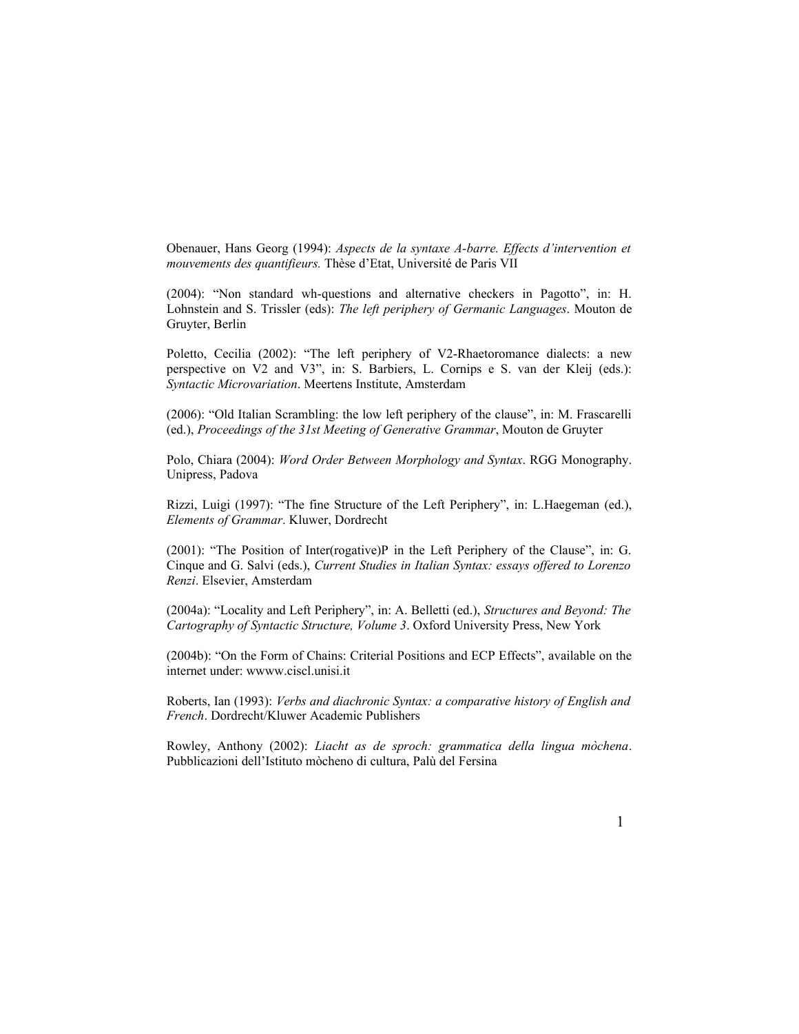Obenauer, Hans Georg (1994): *Aspects de la syntaxe A-barre. Effects d'intervention et mouvements des quantifieurs.* Thèse d'Etat, Université de Paris VII

(2004): "Non standard wh-questions and alternative checkers in Pagotto", in: H. Lohnstein and S. Trissler (eds): *The left periphery of Germanic Languages*. Mouton de Gruyter, Berlin

Poletto, Cecilia (2002): "The left periphery of V2-Rhaetoromance dialects: a new perspective on V2 and V3", in: S. Barbiers, L. Cornips e S. van der Kleij (eds.): *Syntactic Microvariation*. Meertens Institute, Amsterdam

(2006): "Old Italian Scrambling: the low left periphery of the clause", in: M. Frascarelli (ed.), *Proceedings of the 31st Meeting of Generative Grammar*, Mouton de Gruyter

Polo, Chiara (2004): *Word Order Between Morphology and Syntax*. RGG Monography. Unipress, Padova

Rizzi, Luigi (1997): "The fine Structure of the Left Periphery", in: L.Haegeman (ed.), *Elements of Grammar*. Kluwer, Dordrecht

(2001): "The Position of Inter(rogative)P in the Left Periphery of the Clause", in: G. Cinque and G. Salvi (eds.), *Current Studies in Italian Syntax: essays offered to Lorenzo Renzi*. Elsevier, Amsterdam

(2004a): "Locality and Left Periphery", in: A. Belletti (ed.), *Structures and Beyond: The Cartography of Syntactic Structure, Volume 3*. Oxford University Press, New York

(2004b): "On the Form of Chains: Criterial Positions and ECP Effects", available on the internet under: wwww.ciscl.unisi.it

Roberts, Ian (1993): *Verbs and diachronic Syntax: a comparative history of English and French*. Dordrecht/Kluwer Academic Publishers

Rowley, Anthony (2002): *Liacht as de sproch: grammatica della lingua mòchena*. Pubblicazioni dell'Istituto mòcheno di cultura, Palù del Fersina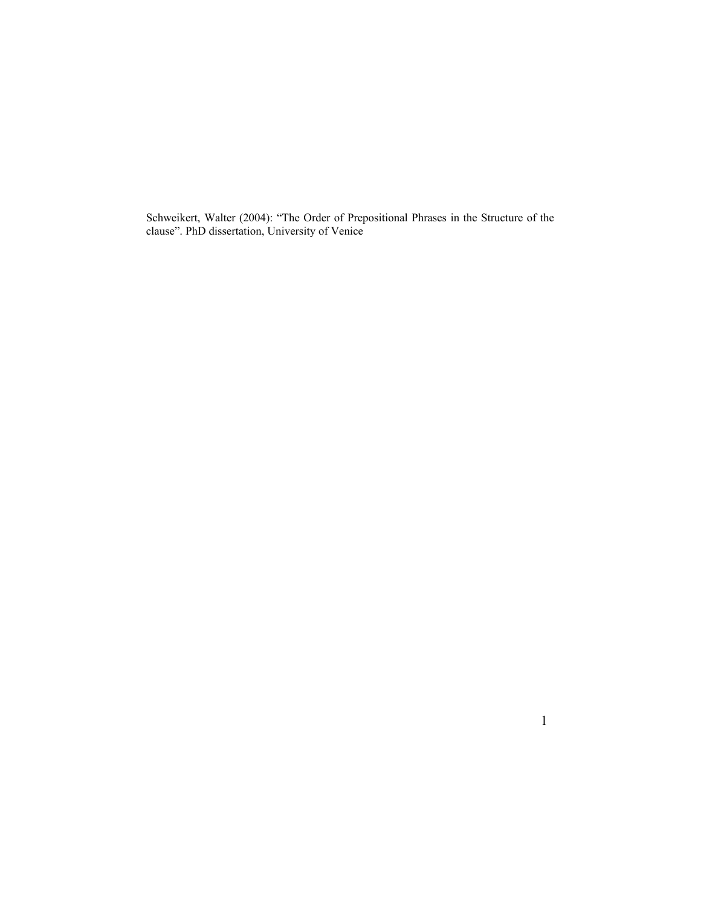Schweikert, Walter (2004): "The Order of Prepositional Phrases in the Structure of the clause". PhD dissertation, University of Venice